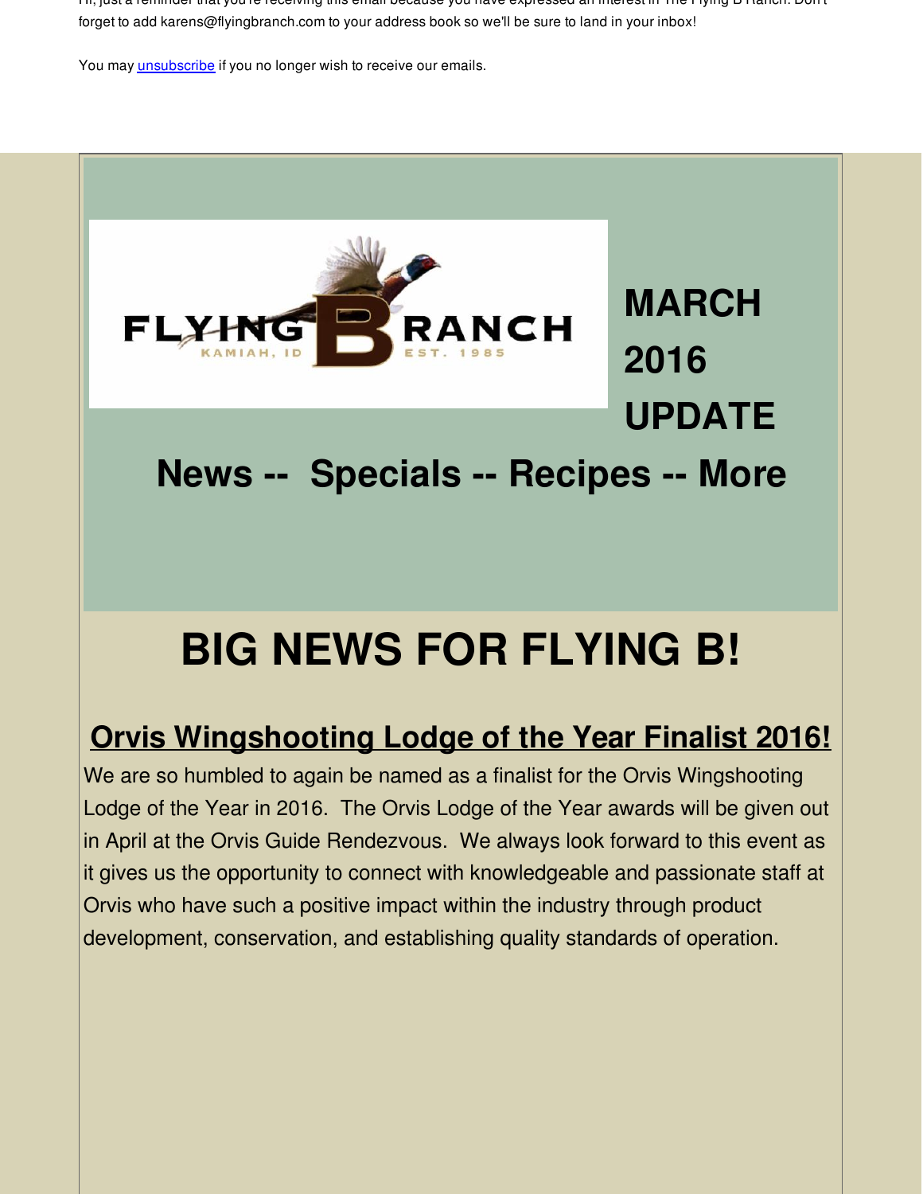Hi, just a reminder that you're receiving this email because you have expressed an interest in The Flying B Ranch. Don't forget to add karens@flyingbranch.com to your address book so we'll be sure to land in your inbox!

You may unsubscribe if you no longer wish to receive our emails.

FLYING B RANCH
KAMIAH, ID EST. 1985

**MARCH 2016 UPDATE**

## News -- Specials -- Recipes -- More

# BIG NEWS FOR FLYING B!

## Orvis Wingshooting Lodge of the Year Finalist 2016!

We are so humbled to again be named as a finalist for the Orvis Wingshooting Lodge of the Year in 2016. The Orvis Lodge of the Year awards will be given out in April at the Orvis Guide Rendezvous. We always look forward to this event as it gives us the opportunity to connect with knowledgeable and passionate staff at Orvis who have such a positive impact within the industry through product development, conservation, and establishing quality standards of operation.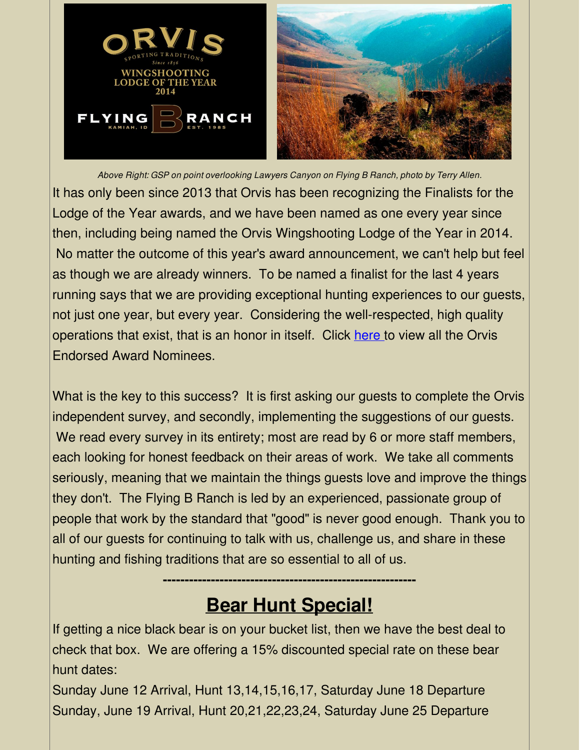*Above Right: GSP on point overlooking Lawyers Canyon on Flying B Ranch, photo by Terry Allen.*

It has only been since 2013 that Orvis has been recognizing the Finalists for the Lodge of the Year awards, and we have been named as one every year since then, including being named the Orvis Wingshooting Lodge of the Year in 2014. No matter the outcome of this year's award announcement, we can't help but feel as though we are already winners. To be named a finalist for the last 4 years running says that we are providing exceptional hunting experiences to our guests, not just one year, but every year. Considering the well-respected, high quality operations that exist, that is an honor in itself. Click here to view all the Orvis Endorsed Award Nominees.

What is the key to this success? It is first asking our guests to complete the Orvis independent survey, and secondly, implementing the suggestions of our guests. We read every survey in its entirety; most are read by 6 or more staff members, each looking for honest feedback on their areas of work. We take all comments seriously, meaning that we maintain the things guests love and improve the things they don't. The Flying B Ranch is led by an experienced, passionate group of people that work by the standard that "good" is never good enough. Thank you to all of our guests for continuing to talk with us, challenge us, and share in these hunting and fishing traditions that are so essential to all of us.

---

## Bear Hunt Special!

If getting a nice black bear is on your bucket list, then we have the best deal to check that box. We are offering a 15% discounted special rate on these bear hunt dates:

Sunday June 12 Arrival, Hunt 13,14,15,16,17, Saturday June 18 Departure
Sunday, June 19 Arrival, Hunt 20,21,22,23,24, Saturday June 25 Departure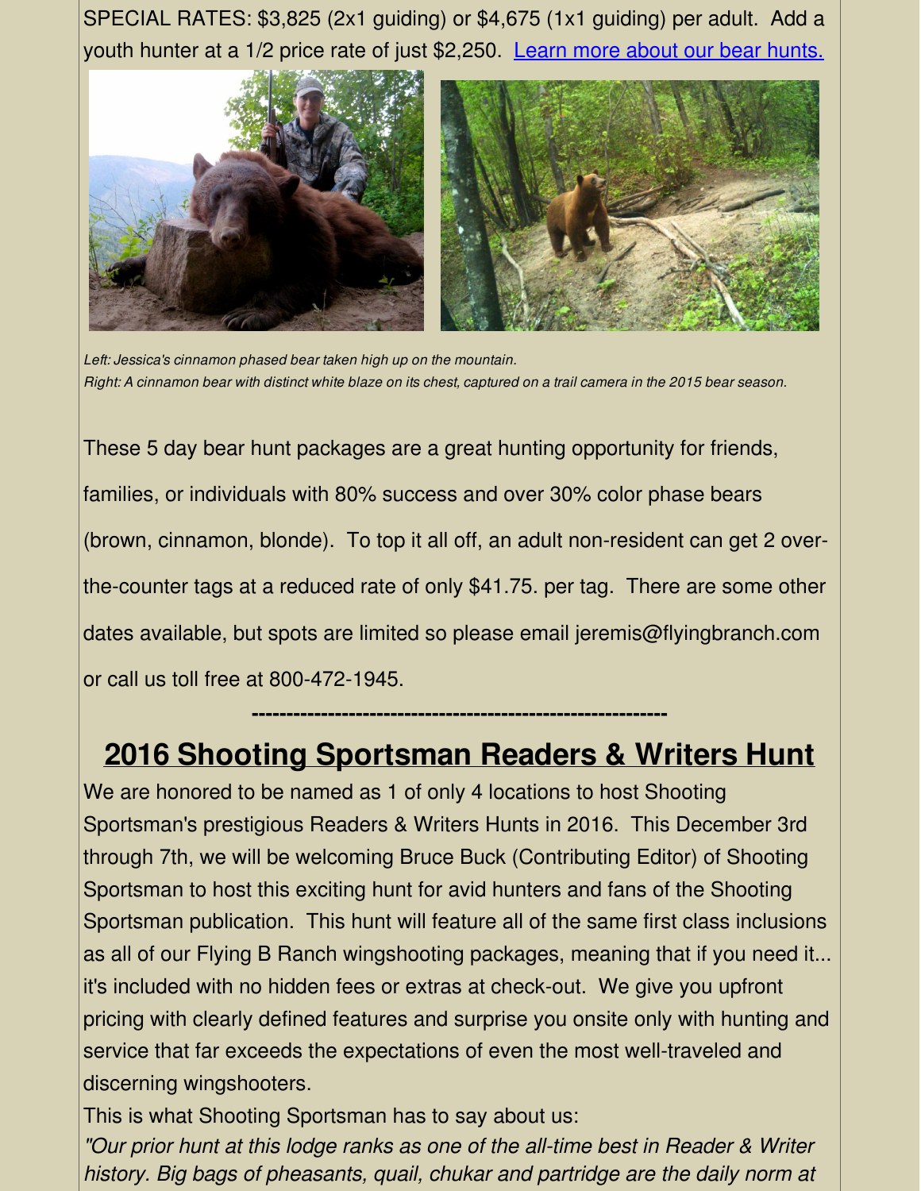SPECIAL RATES: $3,825 (2x1 guiding) or $4,675 (1x1 guiding) per adult. Add a youth hunter at a 1/2 price rate of just $2,250. [Learn more about our bear hunts.]

*Left: Jessica's cinnamon phased bear taken high up on the mountain.*
*Right: A cinnamon bear with distinct white blaze on its chest, captured on a trail camera in the 2015 bear season.*

These 5 day bear hunt packages are a great hunting opportunity for friends, families, or individuals with 80% success and over 30% color phase bears (brown, cinnamon, blonde). To top it all off, an adult non-resident can get 2 over-the-counter tags at a reduced rate of only $41.75. per tag. There are some other dates available, but spots are limited so please email jeremis@flyingbranch.com or call us toll free at 800-472-1945.

---

## 2016 Shooting Sportsman Readers & Writers Hunt

We are honored to be named as 1 of only 4 locations to host Shooting Sportsman's prestigious Readers & Writers Hunts in 2016. This December 3rd through 7th, we will be welcoming Bruce Buck (Contributing Editor) of Shooting Sportsman to host this exciting hunt for avid hunters and fans of the Shooting Sportsman publication. This hunt will feature all of the same first class inclusions as all of our Flying B Ranch wingshooting packages, meaning that if you need it... it's included with no hidden fees or extras at check-out. We give you upfront pricing with clearly defined features and surprise you onsite only with hunting and service that far exceeds the expectations of even the most well-traveled and discerning wingshooters.

This is what Shooting Sportsman has to say about us:

*"Our prior hunt at this lodge ranks as one of the all-time best in Reader & Writer history. Big bags of pheasants, quail, chukar and partridge are the daily norm at*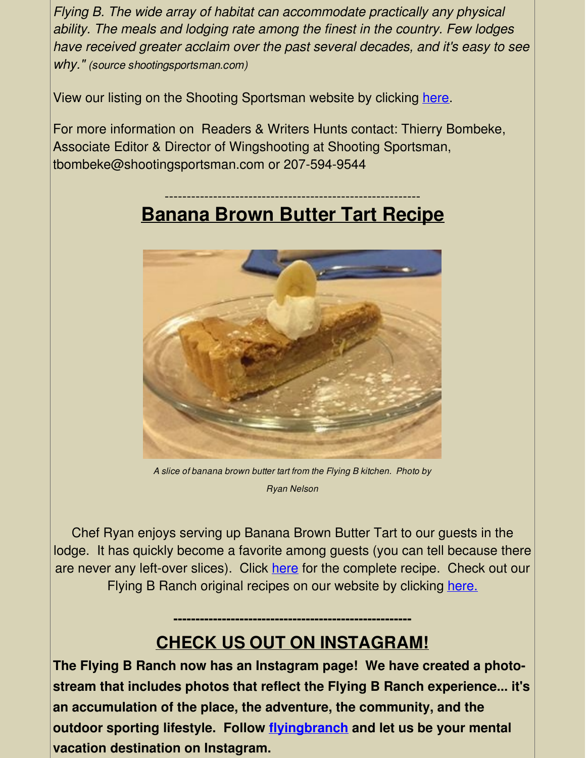*Flying B. The wide array of habitat can accommodate practically any physical ability. The meals and lodging rate among the finest in the country. Few lodges have received greater acclaim over the past several decades, and it's easy to see why." (source shootingsportsman.com)*

View our listing on the Shooting Sportsman website by clicking here.

For more information on Readers & Writers Hunts contact: Thierry Bombeke, Associate Editor & Director of Wingshooting at Shooting Sportsman, tbombeke@shootingsportsman.com or 207-594-9544

---

## Banana Brown Butter Tart Recipe

*A slice of banana brown butter tart from the Flying B kitchen. Photo by Ryan Nelson*

Chef Ryan enjoys serving up Banana Brown Butter Tart to our guests in the lodge. It has quickly become a favorite among guests (you can tell because there are never any left-over slices). Click here for the complete recipe. Check out our Flying B Ranch original recipes on our website by clicking here.

---

## CHECK US OUT ON INSTAGRAM!

**The Flying B Ranch now has an Instagram page! We have created a photo-stream that includes photos that reflect the Flying B Ranch experience... it's an accumulation of the place, the adventure, the community, and the outdoor sporting lifestyle. Follow flyingbranch and let us be your mental vacation destination on Instagram.**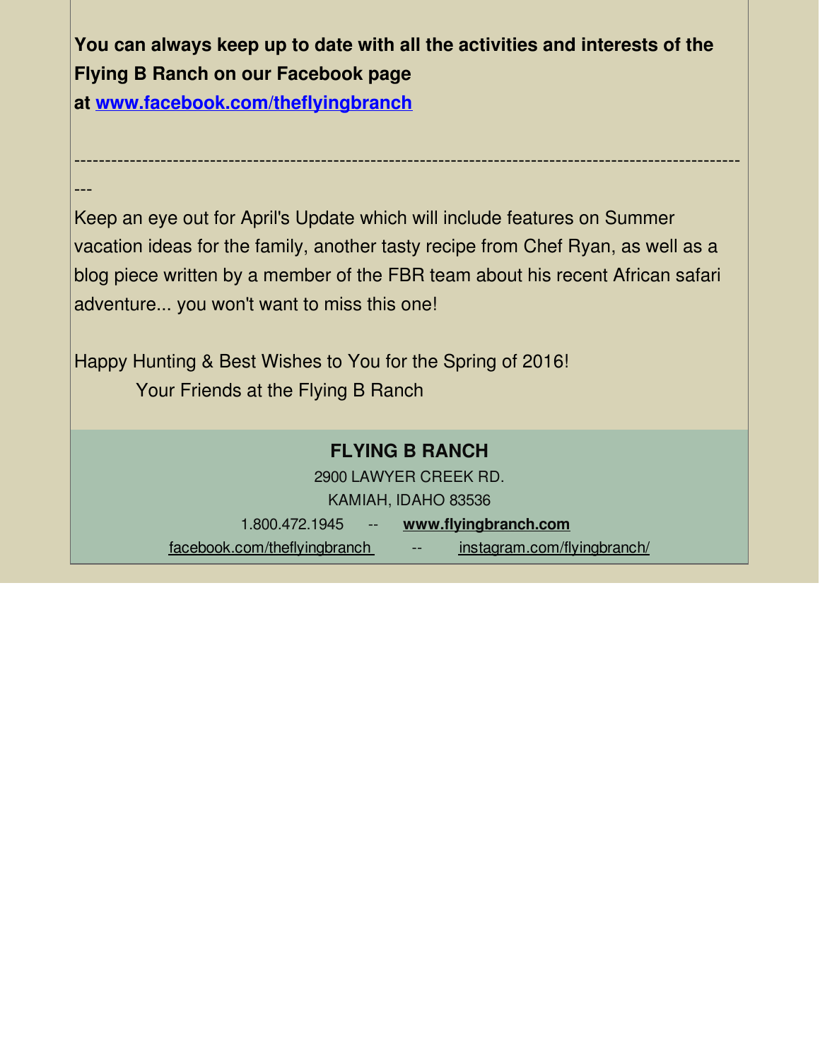**You can always keep up to date with all the activities and interests of the Flying B Ranch on our Facebook page at [www.facebook.com/theflyingbranch](http://www.facebook.com/theflyingbranch)**

---

Keep an eye out for April's Update which will include features on Summer vacation ideas for the family, another tasty recipe from Chef Ryan, as well as a blog piece written by a member of the FBR team about his recent African safari adventure... you won't want to miss this one!

Happy Hunting & Best Wishes to You for the Spring of 2016!
Your Friends at the Flying B Ranch

**FLYING B RANCH**
2900 LAWYER CREEK RD.
KAMIAH, IDAHO 83536
1.800.472.1945 -- **www.flyingbranch.com**
facebook.com/theflyingbranch -- instagram.com/flyingbranch/